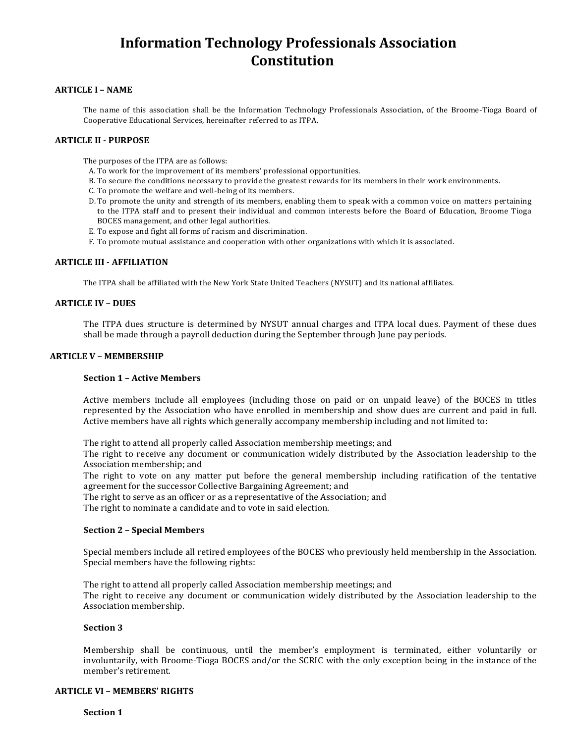# Information Technology Professionals Association Constitution

## ARTICLE I – NAME

The name of this association shall be the Information Technology Professionals Association, of the Broome-Tioga Board of Cooperative Educational Services, hereinafter referred to as ITPA.

## ARTICLE II - PURPOSE

The purposes of the ITPA are as follows:

A. To work for the improvement of its members' professional opportunities.
B. To secure the conditions necessary to provide the greatest rewards for its members in their work environments.
C. To promote the welfare and well-being of its members.
D. To promote the unity and strength of its members, enabling them to speak with a common voice on matters pertaining to the ITPA staff and to present their individual and common interests before the Board of Education, Broome Tioga BOCES management, and other legal authorities.
E. To expose and fight all forms of racism and discrimination.
F. To promote mutual assistance and cooperation with other organizations with which it is associated.

## ARTICLE III - AFFILIATION

The ITPA shall be affiliated with the New York State United Teachers (NYSUT) and its national affiliates.

## ARTICLE IV – DUES

The ITPA dues structure is determined by NYSUT annual charges and ITPA local dues. Payment of these dues shall be made through a payroll deduction during the September through June pay periods.

## ARTICLE V – MEMBERSHIP

### Section 1 – Active Members

Active members include all employees (including those on paid or on unpaid leave) of the BOCES in titles represented by the Association who have enrolled in membership and show dues are current and paid in full. Active members have all rights which generally accompany membership including and not limited to:

The right to attend all properly called Association membership meetings; and
The right to receive any document or communication widely distributed by the Association leadership to the Association membership; and
The right to vote on any matter put before the general membership including ratification of the tentative agreement for the successor Collective Bargaining Agreement; and
The right to serve as an officer or as a representative of the Association; and
The right to nominate a candidate and to vote in said election.

### Section 2 – Special Members

Special members include all retired employees of the BOCES who previously held membership in the Association. Special members have the following rights:

The right to attend all properly called Association membership meetings; and
The right to receive any document or communication widely distributed by the Association leadership to the Association membership.

### Section 3

Membership shall be continuous, until the member's employment is terminated, either voluntarily or involuntarily, with Broome-Tioga BOCES and/or the SCRIC with the only exception being in the instance of the member's retirement.

## ARTICLE VI – MEMBERS' RIGHTS

### Section 1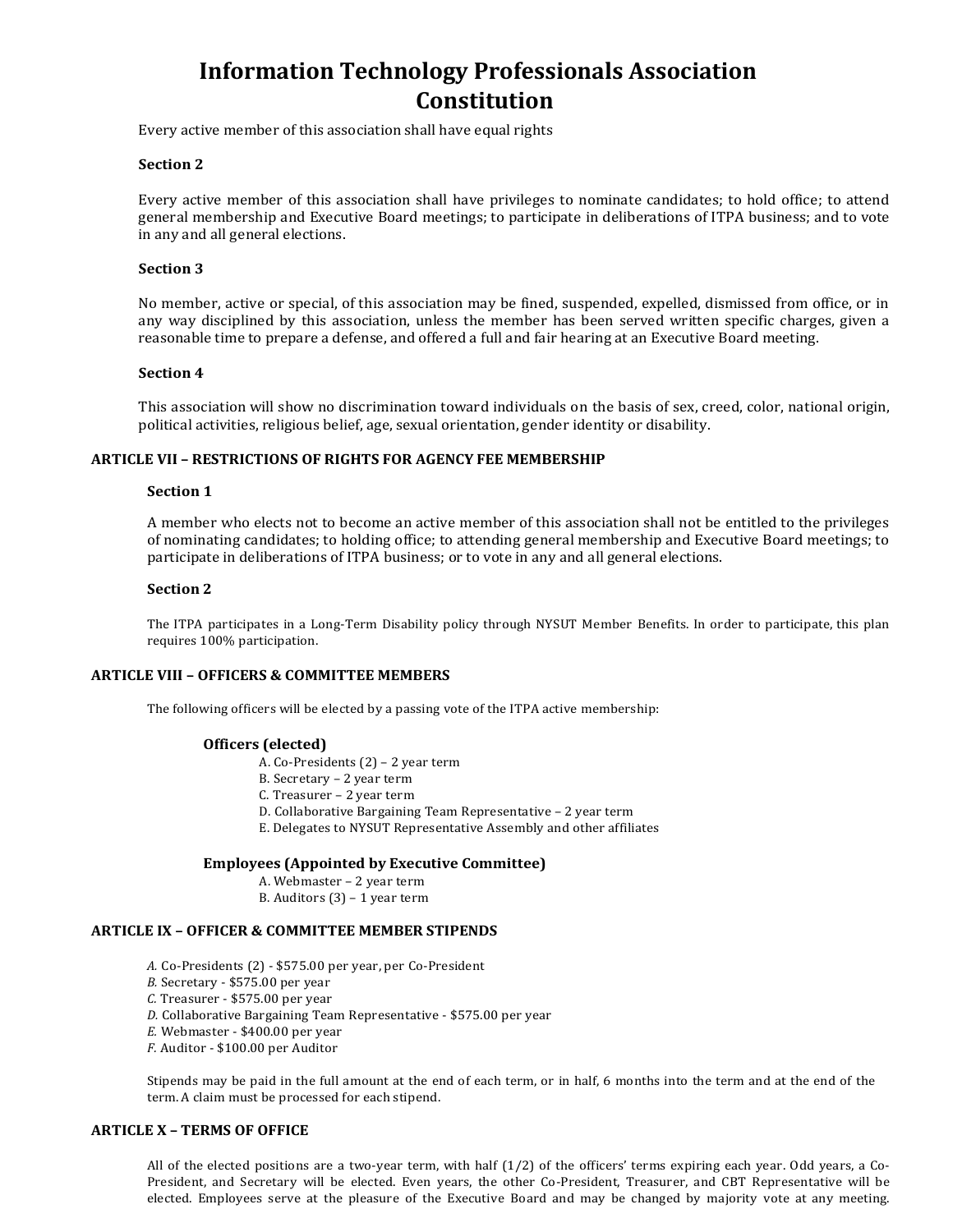# Information Technology Professionals Association Constitution

Every active member of this association shall have equal rights

**Section 2**

Every active member of this association shall have privileges to nominate candidates; to hold office; to attend general membership and Executive Board meetings; to participate in deliberations of ITPA business; and to vote in any and all general elections.

**Section 3**

No member, active or special, of this association may be fined, suspended, expelled, dismissed from office, or in any way disciplined by this association, unless the member has been served written specific charges, given a reasonable time to prepare a defense, and offered a full and fair hearing at an Executive Board meeting.

**Section 4**

This association will show no discrimination toward individuals on the basis of sex, creed, color, national origin, political activities, religious belief, age, sexual orientation, gender identity or disability.

## ARTICLE VII – RESTRICTIONS OF RIGHTS FOR AGENCY FEE MEMBERSHIP

**Section 1**

A member who elects not to become an active member of this association shall not be entitled to the privileges of nominating candidates; to holding office; to attending general membership and Executive Board meetings; to participate in deliberations of ITPA business; or to vote in any and all general elections.

**Section 2**

The ITPA participates in a Long-Term Disability policy through NYSUT Member Benefits. In order to participate, this plan requires 100% participation.

## ARTICLE VIII – OFFICERS & COMMITTEE MEMBERS

The following officers will be elected by a passing vote of the ITPA active membership:

**Officers (elected)**

A. Co-Presidents (2) – 2 year term
B. Secretary – 2 year term
C. Treasurer – 2 year term
D. Collaborative Bargaining Team Representative – 2 year term
E. Delegates to NYSUT Representative Assembly and other affiliates

**Employees (Appointed by Executive Committee)**

A. Webmaster – 2 year term
B. Auditors (3) – 1 year term

## ARTICLE IX – OFFICER & COMMITTEE MEMBER STIPENDS

*A.* Co-Presidents (2) - $575.00 per year, per Co-President
*B.* Secretary - $575.00 per year
*C.* Treasurer - $575.00 per year
*D.* Collaborative Bargaining Team Representative - $575.00 per year
*E.* Webmaster - $400.00 per year
*F.* Auditor - $100.00 per Auditor

Stipends may be paid in the full amount at the end of each term, or in half, 6 months into the term and at the end of the term. A claim must be processed for each stipend.

## ARTICLE X – TERMS OF OFFICE

All of the elected positions are a two-year term, with half (1/2) of the officers' terms expiring each year. Odd years, a Co-President, and Secretary will be elected. Even years, the other Co-President, Treasurer, and CBT Representative will be elected. Employees serve at the pleasure of the Executive Board and may be changed by majority vote at any meeting.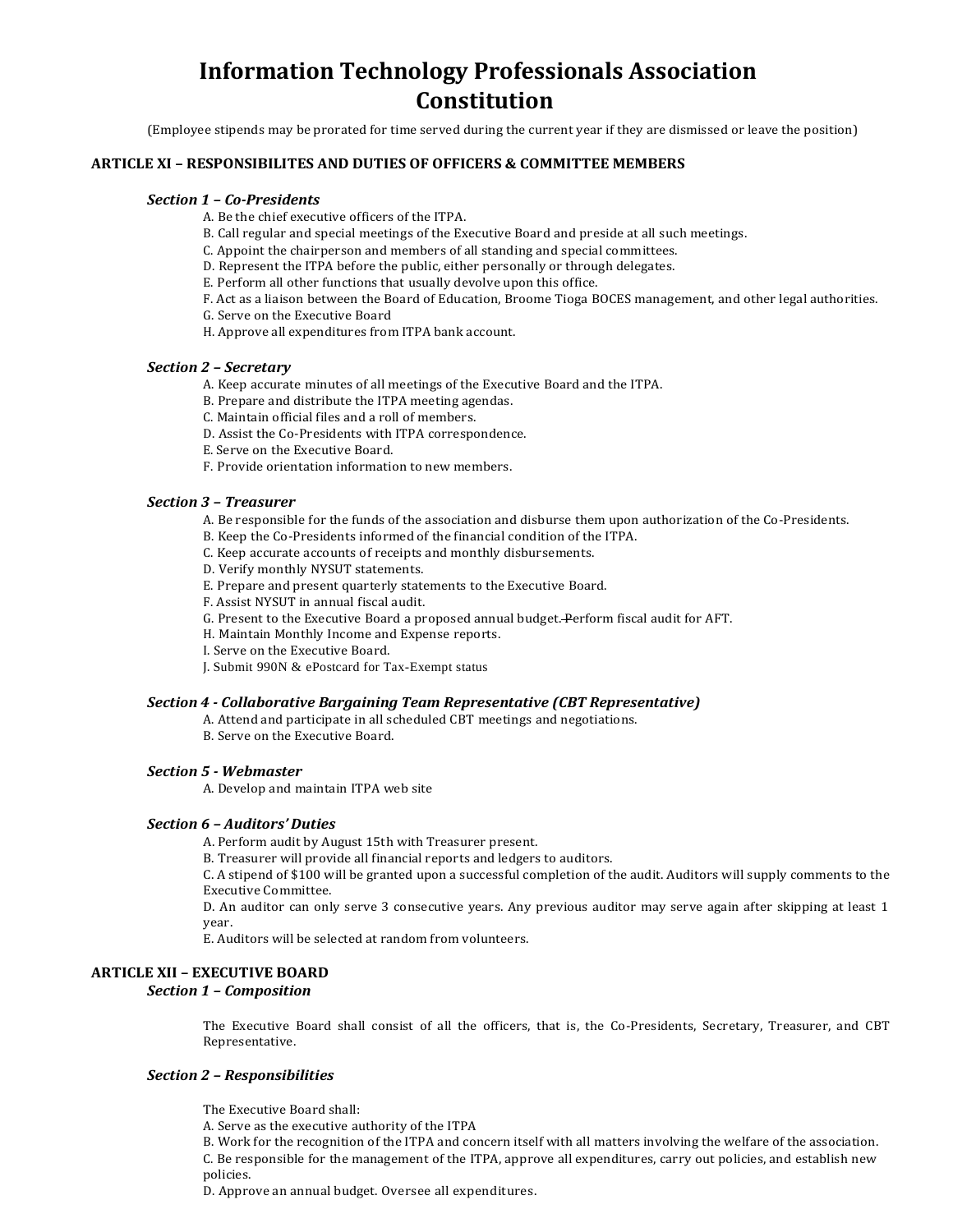# Information Technology Professionals Association Constitution

(Employee stipends may be prorated for time served during the current year if they are dismissed or leave the position)

## ARTICLE XI – RESPONSIBILITES AND DUTIES OF OFFICERS & COMMITTEE MEMBERS

### *Section 1 – Co-Presidents*

A. Be the chief executive officers of the ITPA.
B. Call regular and special meetings of the Executive Board and preside at all such meetings.
C. Appoint the chairperson and members of all standing and special committees.
D. Represent the ITPA before the public, either personally or through delegates.
E. Perform all other functions that usually devolve upon this office.
F. Act as a liaison between the Board of Education, Broome Tioga BOCES management, and other legal authorities.
G. Serve on the Executive Board
H. Approve all expenditures from ITPA bank account.

### *Section 2 – Secretary*

A. Keep accurate minutes of all meetings of the Executive Board and the ITPA.
B. Prepare and distribute the ITPA meeting agendas.
C. Maintain official files and a roll of members.
D. Assist the Co-Presidents with ITPA correspondence.
E. Serve on the Executive Board.
F. Provide orientation information to new members.

### *Section 3 – Treasurer*

A. Be responsible for the funds of the association and disburse them upon authorization of the Co-Presidents.
B. Keep the Co-Presidents informed of the financial condition of the ITPA.
C. Keep accurate accounts of receipts and monthly disbursements.
D. Verify monthly NYSUT statements.
E. Prepare and present quarterly statements to the Executive Board.
F. Assist NYSUT in annual fiscal audit.
G. Present to the Executive Board a proposed annual budget. Perform fiscal audit for AFT.
H. Maintain Monthly Income and Expense reports.
I. Serve on the Executive Board.
J. Submit 990N & ePostcard for Tax-Exempt status

### *Section 4 - Collaborative Bargaining Team Representative (CBT Representative)*

A. Attend and participate in all scheduled CBT meetings and negotiations.
B. Serve on the Executive Board.

### *Section 5 - Webmaster*

A. Develop and maintain ITPA web site

### *Section 6 – Auditors' Duties*

A. Perform audit by August 15th with Treasurer present.
B. Treasurer will provide all financial reports and ledgers to auditors.
C. A stipend of $100 will be granted upon a successful completion of the audit. Auditors will supply comments to the Executive Committee.
D. An auditor can only serve 3 consecutive years. Any previous auditor may serve again after skipping at least 1 year.
E. Auditors will be selected at random from volunteers.

## ARTICLE XII – EXECUTIVE BOARD

### *Section 1 – Composition*

The Executive Board shall consist of all the officers, that is, the Co-Presidents, Secretary, Treasurer, and CBT Representative.

### *Section 2 – Responsibilities*

The Executive Board shall:

A. Serve as the executive authority of the ITPA
B. Work for the recognition of the ITPA and concern itself with all matters involving the welfare of the association.
C. Be responsible for the management of the ITPA, approve all expenditures, carry out policies, and establish new policies.
D. Approve an annual budget. Oversee all expenditures.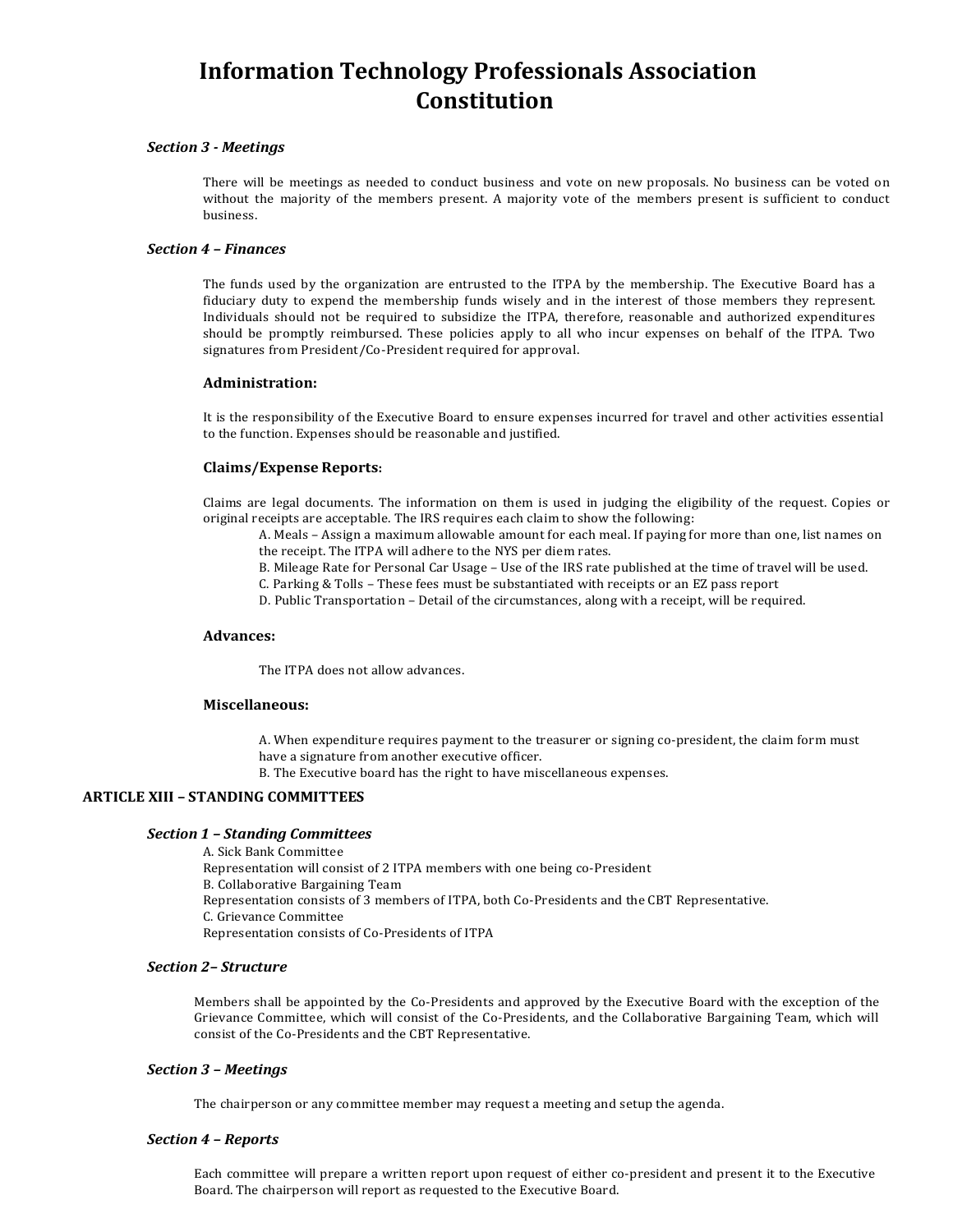# Information Technology Professionals Association Constitution

### *Section 3 - Meetings*

There will be meetings as needed to conduct business and vote on new proposals. No business can be voted on without the majority of the members present. A majority vote of the members present is sufficient to conduct business.

### *Section 4 – Finances*

The funds used by the organization are entrusted to the ITPA by the membership. The Executive Board has a fiduciary duty to expend the membership funds wisely and in the interest of those members they represent. Individuals should not be required to subsidize the ITPA, therefore, reasonable and authorized expenditures should be promptly reimbursed. These policies apply to all who incur expenses on behalf of the ITPA. Two signatures from President/Co-President required for approval.

#### Administration:

It is the responsibility of the Executive Board to ensure expenses incurred for travel and other activities essential to the function. Expenses should be reasonable and justified.

#### Claims/Expense Reports:

Claims are legal documents. The information on them is used in judging the eligibility of the request. Copies or original receipts are acceptable. The IRS requires each claim to show the following:

A. Meals – Assign a maximum allowable amount for each meal. If paying for more than one, list names on the receipt. The ITPA will adhere to the NYS per diem rates.
B. Mileage Rate for Personal Car Usage – Use of the IRS rate published at the time of travel will be used.
C. Parking & Tolls – These fees must be substantiated with receipts or an EZ pass report
D. Public Transportation – Detail of the circumstances, along with a receipt, will be required.

#### Advances:

The ITPA does not allow advances.

#### Miscellaneous:

A. When expenditure requires payment to the treasurer or signing co-president, the claim form must have a signature from another executive officer.
B. The Executive board has the right to have miscellaneous expenses.

## ARTICLE XIII – STANDING COMMITTEES

### *Section 1 – Standing Committees*

A. Sick Bank Committee
Representation will consist of 2 ITPA members with one being co-President
B. Collaborative Bargaining Team
Representation consists of 3 members of ITPA, both Co-Presidents and the CBT Representative.
C. Grievance Committee
Representation consists of Co-Presidents of ITPA

### *Section 2– Structure*

Members shall be appointed by the Co-Presidents and approved by the Executive Board with the exception of the Grievance Committee, which will consist of the Co-Presidents, and the Collaborative Bargaining Team, which will consist of the Co-Presidents and the CBT Representative.

### *Section 3 – Meetings*

The chairperson or any committee member may request a meeting and setup the agenda.

### *Section 4 – Reports*

Each committee will prepare a written report upon request of either co-president and present it to the Executive Board. The chairperson will report as requested to the Executive Board.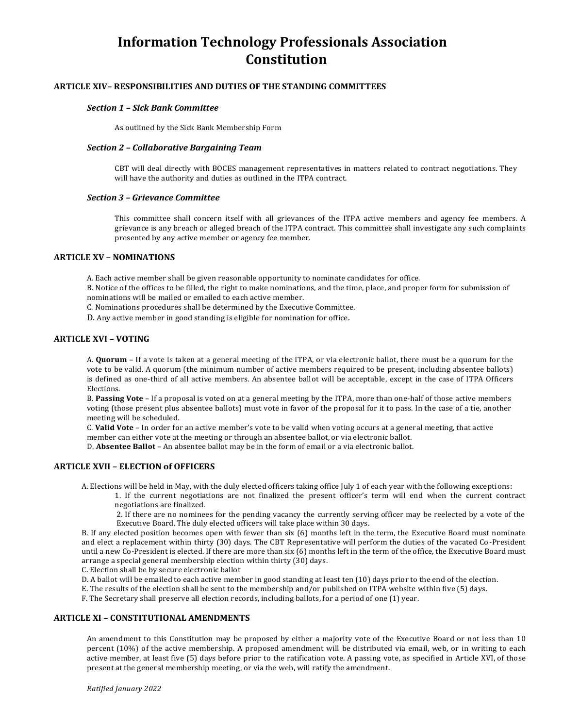# Information Technology Professionals Association Constitution

## ARTICLE XIV– RESPONSIBILITIES AND DUTIES OF THE STANDING COMMITTEES

### *Section 1 – Sick Bank Committee*

As outlined by the Sick Bank Membership Form

### *Section 2 – Collaborative Bargaining Team*

CBT will deal directly with BOCES management representatives in matters related to contract negotiations. They will have the authority and duties as outlined in the ITPA contract.

### *Section 3 – Grievance Committee*

This committee shall concern itself with all grievances of the ITPA active members and agency fee members. A grievance is any breach or alleged breach of the ITPA contract. This committee shall investigate any such complaints presented by any active member or agency fee member.

## ARTICLE XV – NOMINATIONS

A. Each active member shall be given reasonable opportunity to nominate candidates for office.
B. Notice of the offices to be filled, the right to make nominations, and the time, place, and proper form for submission of nominations will be mailed or emailed to each active member.
C. Nominations procedures shall be determined by the Executive Committee.
D. Any active member in good standing is eligible for nomination for office.

## ARTICLE XVI – VOTING

A. **Quorum** – If a vote is taken at a general meeting of the ITPA, or via electronic ballot, there must be a quorum for the vote to be valid. A quorum (the minimum number of active members required to be present, including absentee ballots) is defined as one-third of all active members. An absentee ballot will be acceptable, except in the case of ITPA Officers Elections.
B. **Passing Vote** – If a proposal is voted on at a general meeting by the ITPA, more than one-half of those active members voting (those present plus absentee ballots) must vote in favor of the proposal for it to pass. In the case of a tie, another meeting will be scheduled.
C. **Valid Vote** – In order for an active member's vote to be valid when voting occurs at a general meeting, that active member can either vote at the meeting or through an absentee ballot, or via electronic ballot.
D. **Absentee Ballot** – An absentee ballot may be in the form of email or a via electronic ballot.

## ARTICLE XVII – ELECTION of OFFICERS

A. Elections will be held in May, with the duly elected officers taking office July 1 of each year with the following exceptions:
1. If the current negotiations are not finalized the present officer's term will end when the current contract negotiations are finalized.
2. If there are no nominees for the pending vacancy the currently serving officer may be reelected by a vote of the Executive Board. The duly elected officers will take place within 30 days.

B. If any elected position becomes open with fewer than six (6) months left in the term, the Executive Board must nominate and elect a replacement within thirty (30) days. The CBT Representative will perform the duties of the vacated Co-President until a new Co-President is elected. If there are more than six (6) months left in the term of the office, the Executive Board must arrange a special general membership election within thirty (30) days.
C. Election shall be by secure electronic ballot
D. A ballot will be emailed to each active member in good standing at least ten (10) days prior to the end of the election.
E. The results of the election shall be sent to the membership and/or published on ITPA website within five (5) days.
F. The Secretary shall preserve all election records, including ballots, for a period of one (1) year.

## ARTICLE XI – CONSTITUTIONAL AMENDMENTS

An amendment to this Constitution may be proposed by either a majority vote of the Executive Board or not less than 10 percent (10%) of the active membership. A proposed amendment will be distributed via email, web, or in writing to each active member, at least five (5) days before prior to the ratification vote. A passing vote, as specified in Article XVI, of those present at the general membership meeting, or via the web, will ratify the amendment.

*Ratified January 2022*